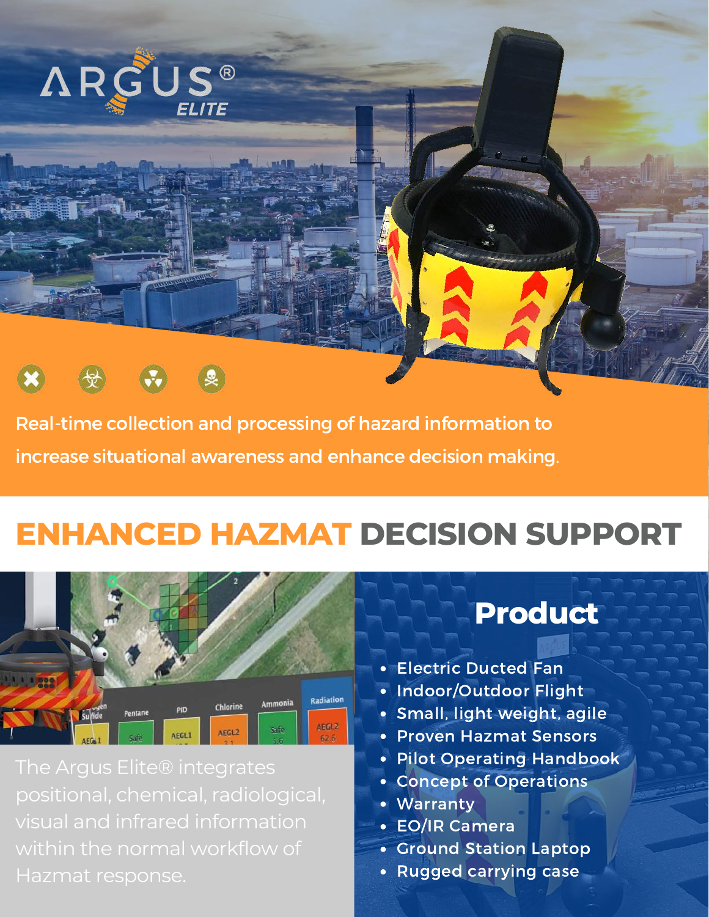# ARGUS® ELITE

Real-time collection and processing of hazard information to increase situational awareness and enhance decision making.

## ENHANCED HAZMAT DECISION SUPPORT

The Argus Elite® integrates positional, chemical, radiological, visual and infrared information within the normal workflow of Hazmat response.

## Product

- Electric Ducted Fan
- Indoor/Outdoor Flight
- Small, light weight, agile
- Proven Hazmat Sensors
- Pilot Operating Handbook
- Concept of Operations
- Warranty
- EO/IR Camera
- Ground Station Laptop
- Rugged carrying case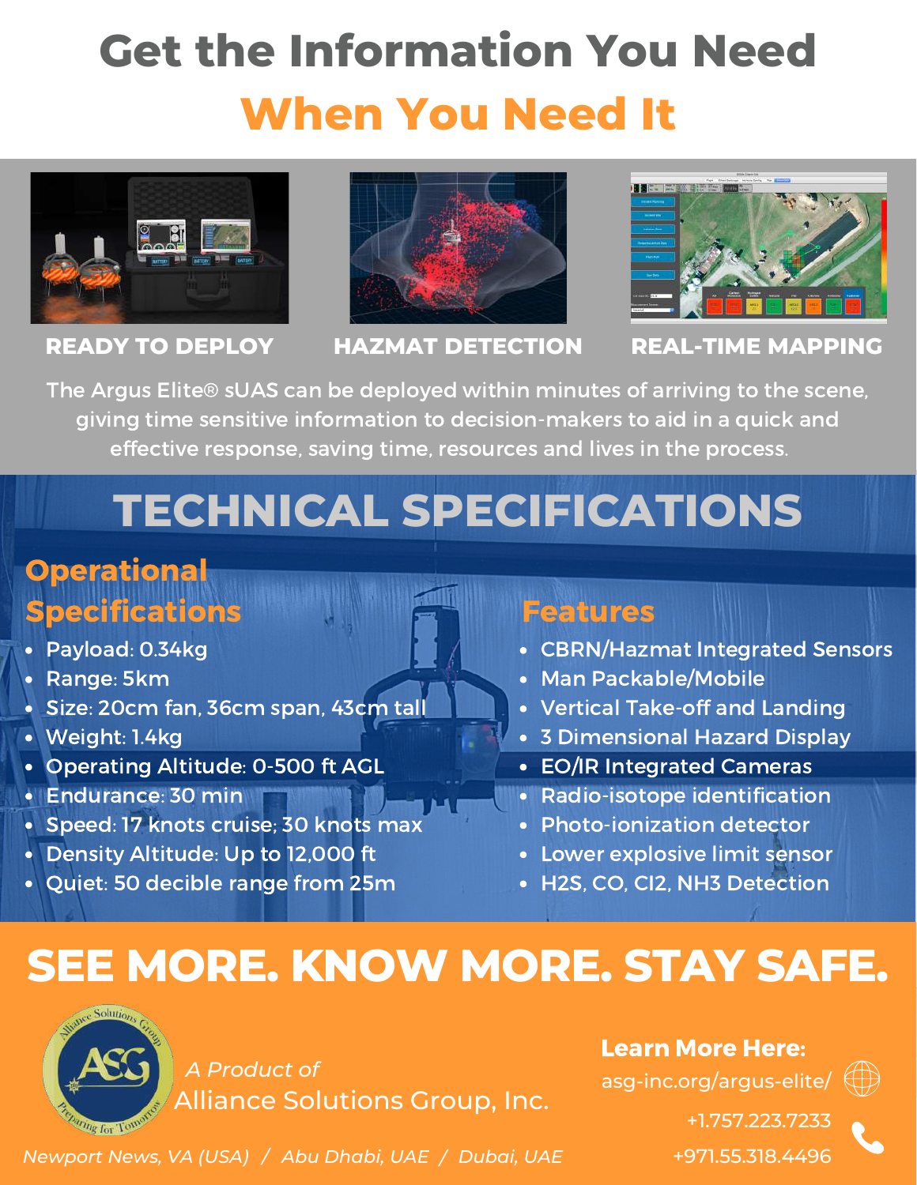# Get the Information You Need

# When You Need It

**READY TO DEPLOY**

**HAZMAT DETECTION**

**REAL-TIME MAPPING**

The Argus Elite® sUAS can be deployed within minutes of arriving to the scene, giving time sensitive information to decision-makers to aid in a quick and effective response, saving time, resources and lives in the process.

## TECHNICAL SPECIFICATIONS

### Operational Specifications

- Payload: 0.34kg
- Range: 5km
- Size: 20cm fan, 36cm span, 43cm tall
- Weight: 1.4kg
- Operating Altitude: 0-500 ft AGL
- Endurance: 30 min
- Speed: 17 knots cruise; 30 knots max
- Density Altitude: Up to 12,000 ft
- Quiet: 50 decible range from 25m

### Features

- CBRN/Hazmat Integrated Sensors
- Man Packable/Mobile
- Vertical Take-off and Landing
- 3 Dimensional Hazard Display
- EO/IR Integrated Cameras
- Radio-isotope identification
- Photo-ionization detector
- Lower explosive limit sensor
- $H_2S$, CO, $Cl_2$, $NH_3$ Detection

## SEE MORE. KNOW MORE. STAY SAFE.

*A Product of*
Alliance Solutions Group, Inc.

**Learn More Here:**
asg-inc.org/argus-elite/

+1.757.223.7233
+971.55.318.4496

*Newport News, VA (USA) / Abu Dhabi, UAE / Dubai, UAE*